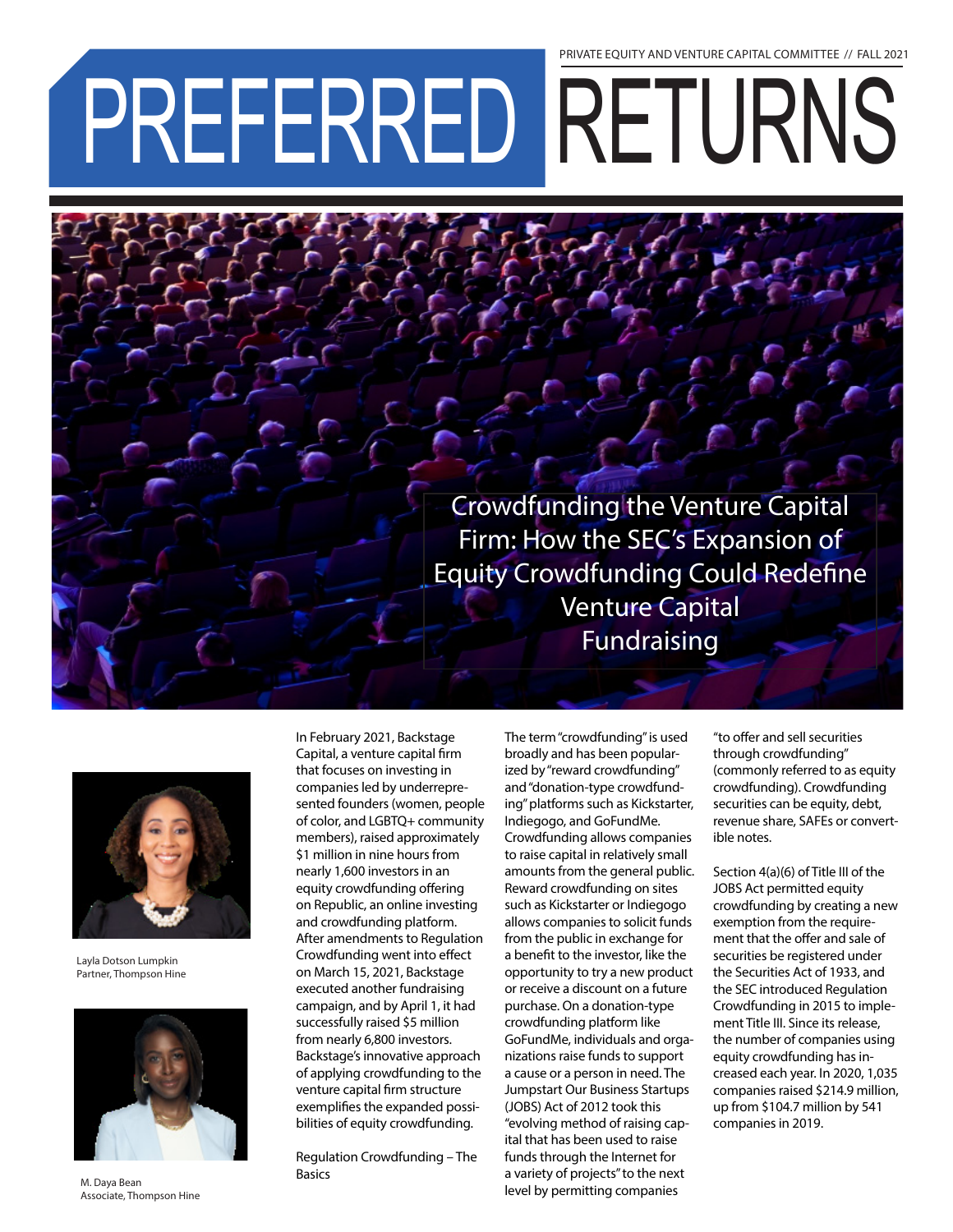PRIVATE EQUITY AND VENTURE CAPITAL COMMITTEE // FALL 2021

# PREFERRED RETURNS

## Crowdfunding the Venture Capital Firm: How the SEC's Expansion of Equity Crowdfunding Could Redefine Venture Capital Fundraising

Layla Dotson Lumpkin
Partner, Thompson Hine

M. Daya Bean
Associate, Thompson Hine

In February 2021, Backstage Capital, a venture capital firm that focuses on investing in companies led by underrepresented founders (women, people of color, and LGBTQ+ community members), raised approximately $1 million in nine hours from nearly 1,600 investors in an equity crowdfunding offering on Republic, an online investing and crowdfunding platform. After amendments to Regulation Crowdfunding went into effect on March 15, 2021, Backstage executed another fundraising campaign, and by April 1, it had successfully raised $5 million from nearly 6,800 investors. Backstage's innovative approach of applying crowdfunding to the venture capital firm structure exemplifies the expanded possibilities of equity crowdfunding.

### Regulation Crowdfunding – The Basics

The term "crowdfunding" is used broadly and has been popularized by "reward crowdfunding" and "donation-type crowdfunding" platforms such as Kickstarter, Indiegogo, and GoFundMe. Crowdfunding allows companies to raise capital in relatively small amounts from the general public. Reward crowdfunding on sites such as Kickstarter or Indiegogo allows companies to solicit funds from the public in exchange for a benefit to the investor, like the opportunity to try a new product or receive a discount on a future purchase. On a donation-type crowdfunding platform like GoFundMe, individuals and organizations raise funds to support a cause or a person in need. The Jumpstart Our Business Startups (JOBS) Act of 2012 took this "evolving method of raising capital that has been used to raise funds through the Internet for a variety of projects" to the next level by permitting companies "to offer and sell securities through crowdfunding" (commonly referred to as equity crowdfunding). Crowdfunding securities can be equity, debt, revenue share, SAFEs or convertible notes.

Section 4(a)(6) of Title III of the JOBS Act permitted equity crowdfunding by creating a new exemption from the requirement that the offer and sale of securities be registered under the Securities Act of 1933, and the SEC introduced Regulation Crowdfunding in 2015 to implement Title III. Since its release, the number of companies using equity crowdfunding has increased each year. In 2020, 1,035 companies raised $214.9 million, up from $104.7 million by 541 companies in 2019.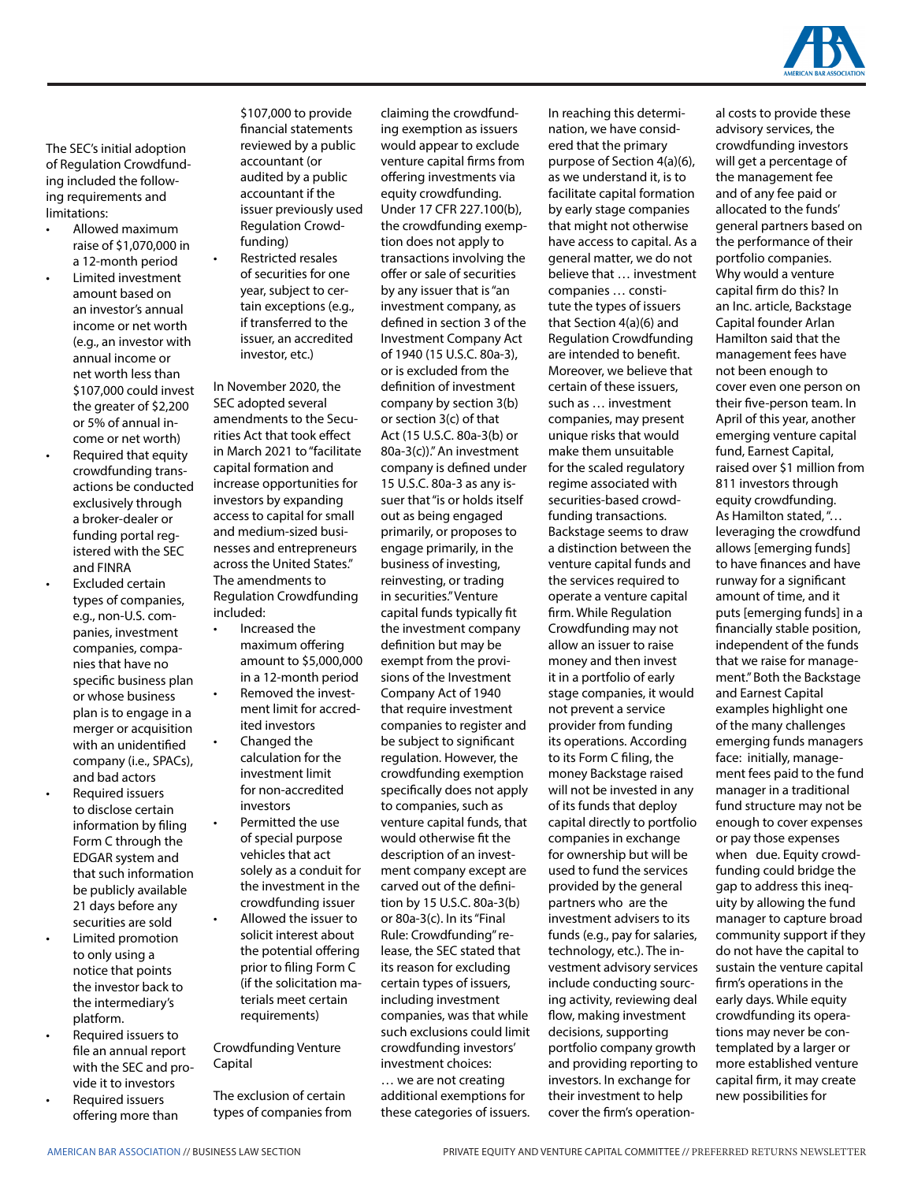The SEC's initial adoption of Regulation Crowdfunding included the following requirements and limitations:

- Allowed maximum raise of $1,070,000 in a 12-month period
- Limited investment amount based on an investor's annual income or net worth (e.g., an investor with annual income or net worth less than $107,000 could invest the greater of $2,200 or 5% of annual income or net worth)
- Required that equity crowdfunding transactions be conducted exclusively through a broker-dealer or funding portal registered with the SEC and FINRA
- Excluded certain types of companies, e.g., non-U.S. companies, investment companies, companies that have no specific business plan or whose business plan is to engage in a merger or acquisition with an unidentified company (i.e., SPACs), and bad actors
- Required issuers to disclose certain information by filing Form C through the EDGAR system and that such information be publicly available 21 days before any securities are sold
- Limited promotion to only using a notice that points the investor back to the intermediary's platform.
- Required issuers to file an annual report with the SEC and provide it to investors
- Required issuers offering more than $107,000 to provide financial statements reviewed by a public accountant (or audited by a public accountant if the issuer previously used Regulation Crowdfunding)
- Restricted resales of securities for one year, subject to certain exceptions (e.g., if transferred to the issuer, an accredited investor, etc.)

In November 2020, the SEC adopted several amendments to the Securities Act that took effect in March 2021 to "facilitate capital formation and increase opportunities for investors by expanding access to capital for small and medium-sized businesses and entrepreneurs across the United States." The amendments to Regulation Crowdfunding included:

- Increased the maximum offering amount to $5,000,000 in a 12-month period
- Removed the investment limit for accredited investors
- Changed the calculation for the investment limit for non-accredited investors
- Permitted the use of special purpose vehicles that act solely as a conduit for the investment in the crowdfunding issuer
- Allowed the issuer to solicit interest about the potential offering prior to filing Form C (if the solicitation materials meet certain requirements)

## Crowdfunding Venture Capital

The exclusion of certain types of companies from claiming the crowdfunding exemption as issuers would appear to exclude venture capital firms from offering investments via equity crowdfunding. Under 17 CFR 227.100(b), the crowdfunding exemption does not apply to transactions involving the offer or sale of securities by any issuer that is "an investment company, as defined in section 3 of the Investment Company Act of 1940 (15 U.S.C. 80a-3), or is excluded from the definition of investment company by section 3(b) or section 3(c) of that Act (15 U.S.C. 80a-3(b) or 80a-3(c))." An investment company is defined under 15 U.S.C. 80a-3 as any issuer that "is or holds itself out as being engaged primarily, or proposes to engage primarily, in the business of investing, reinvesting, or trading in securities." Venture capital funds typically fit the investment company definition but may be exempt from the provisions of the Investment Company Act of 1940 that require investment companies to register and be subject to significant regulation. However, the crowdfunding exemption specifically does not apply to companies, such as venture capital funds, that would otherwise fit the description of an investment company except are carved out of the definition by 15 U.S.C. 80a-3(b) or 80a-3(c). In its "Final Rule: Crowdfunding" release, the SEC stated that its reason for excluding certain types of issuers, including investment companies, was that while such exclusions could limit crowdfunding investors' investment choices:

… we are not creating additional exemptions for these categories of issuers. In reaching this determination, we have considered that the primary purpose of Section 4(a)(6), as we understand it, is to facilitate capital formation by early stage companies that might not otherwise have access to capital. As a general matter, we do not believe that … investment companies … constitute the types of issuers that Section 4(a)(6) and Regulation Crowdfunding are intended to benefit. Moreover, we believe that certain of these issuers, such as … investment companies, may present unique risks that would make them unsuitable for the scaled regulatory regime associated with securities-based crowdfunding transactions.

Backstage seems to draw a distinction between the venture capital funds and the services required to operate a venture capital firm. While Regulation Crowdfunding may not allow an issuer to raise money and then invest it in a portfolio of early stage companies, it would not prevent a service provider from funding its operations. According to its Form C filing, the money Backstage raised will not be invested in any of its funds that deploy capital directly to portfolio companies in exchange for ownership but will be used to fund the services provided by the general partners who are the investment advisers to its funds (e.g., pay for salaries, technology, etc.). The investment advisory services include conducting sourcing activity, reviewing deal flow, making investment decisions, supporting portfolio company growth and providing reporting to investors. In exchange for their investment to help cover the firm's operational costs to provide these advisory services, the crowdfunding investors will get a percentage of the management fee and of any fee paid or allocated to the funds' general partners based on the performance of their portfolio companies.

Why would a venture capital firm do this? In an Inc. article, Backstage Capital founder Arlan Hamilton said that the management fees have not been enough to cover even one person on their five-person team. In April of this year, another emerging venture capital fund, Earnest Capital, raised over $1 million from 811 investors through equity crowdfunding. As Hamilton stated, "… leveraging the crowdfund allows [emerging funds] to have finances and have runway for a significant amount of time, and it puts [emerging funds] in a financially stable position, independent of the funds that we raise for management." Both the Backstage and Earnest Capital examples highlight one of the many challenges emerging funds managers face: initially, management fees paid to the fund manager in a traditional fund structure may not be enough to cover expenses or pay those expenses when due. Equity crowdfunding could bridge the gap to address this inequity by allowing the fund manager to capture broad community support if they do not have the capital to sustain the venture capital firm's operations in the early days. While equity crowdfunding its operations may never be contemplated by a larger or more established venture capital firm, it may create new possibilities for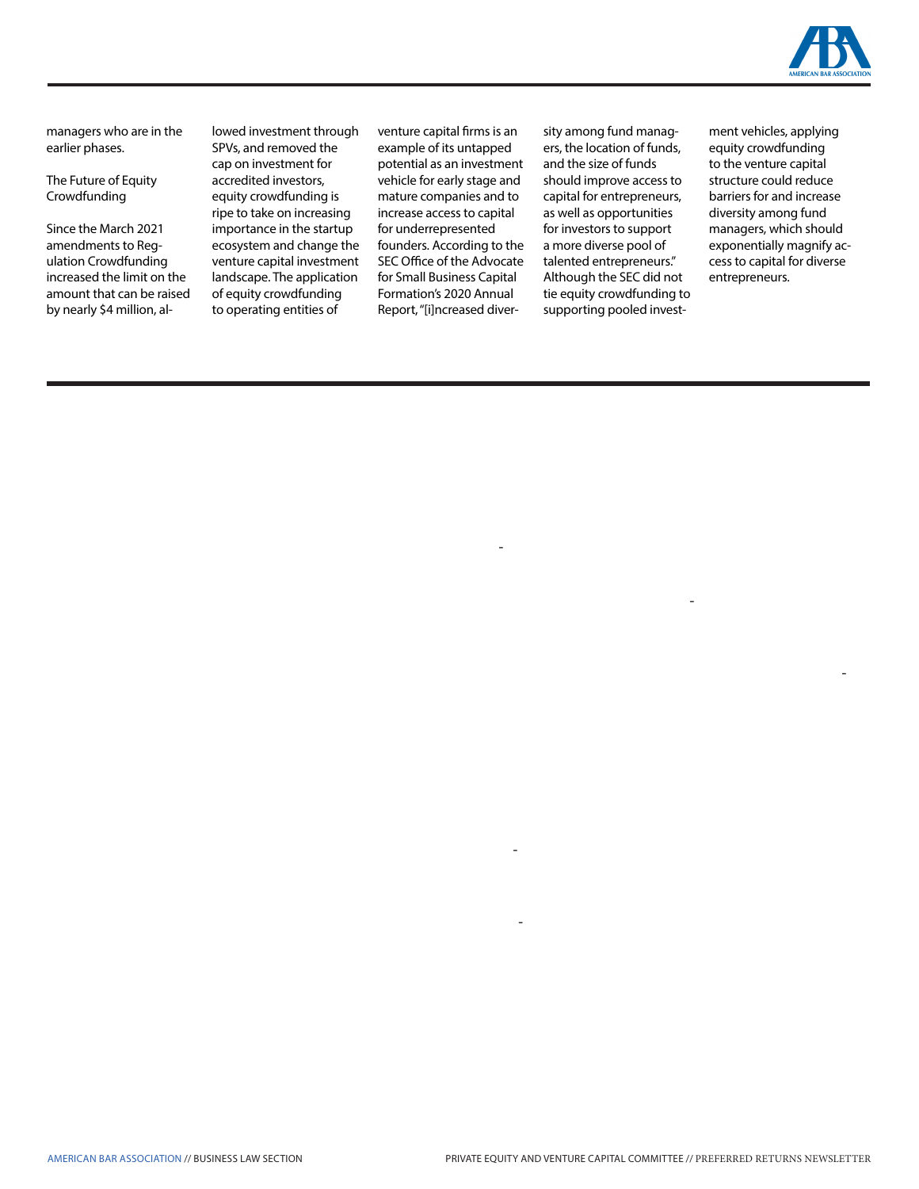managers who are in the earlier phases.

## The Future of Equity Crowdfunding

Since the March 2021 amendments to Regulation Crowdfunding increased the limit on the amount that can be raised by nearly $4 million, allowed investment through SPVs, and removed the cap on investment for accredited investors, equity crowdfunding is ripe to take on increasing importance in the startup ecosystem and change the venture capital investment landscape. The application of equity crowdfunding to operating entities of venture capital firms is an example of its untapped potential as an investment vehicle for early stage and mature companies and to increase access to capital for underrepresented founders. According to the SEC Office of the Advocate for Small Business Capital Formation's 2020 Annual Report, "[i]ncreased diversity among fund managers, the location of funds, and the size of funds should improve access to capital for entrepreneurs, as well as opportunities for investors to support a more diverse pool of talented entrepreneurs." Although the SEC did not tie equity crowdfunding to supporting pooled investment vehicles, applying equity crowdfunding to the venture capital structure could reduce barriers for and increase diversity among fund managers, which should exponentially magnify access to capital for diverse entrepreneurs.